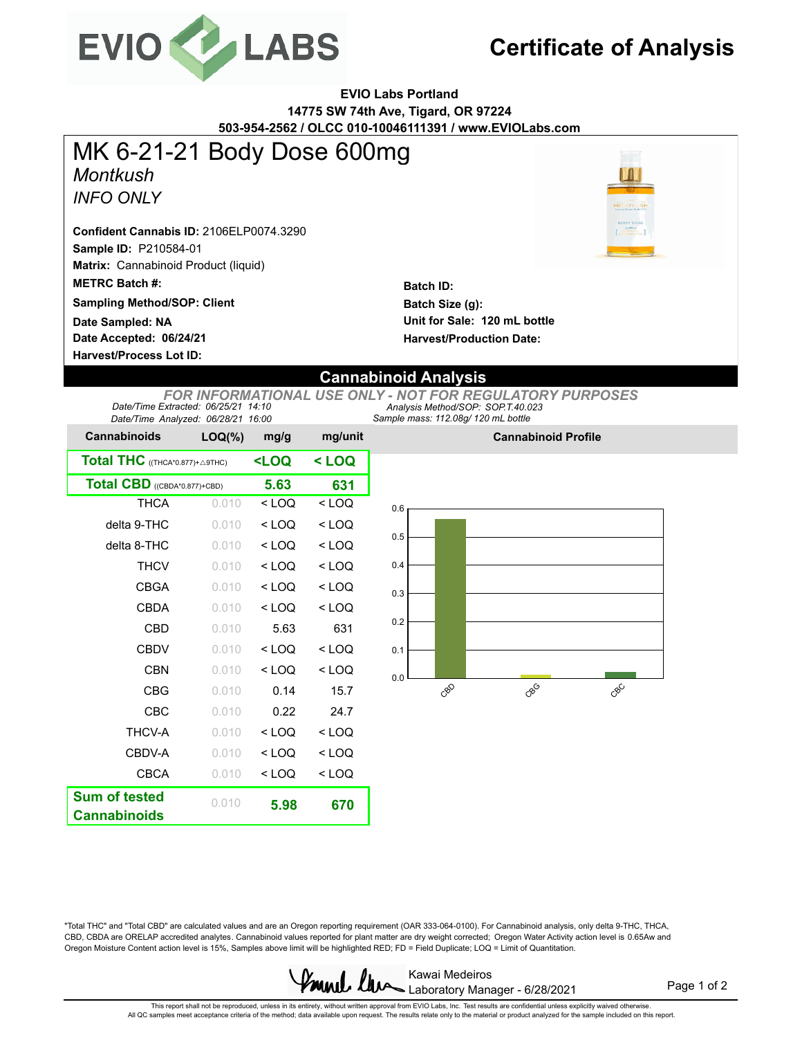# Certificate of Analysis

**EVIO Labs Portland**
**14775 SW 74th Ave, Tigard, OR 97224**
**503-954-2562 / OLCC 010-10046111391 / www.EVIOLabs.com**

# MK 6-21-21 Body Dose 600mg

*Montkush*

*INFO ONLY*

**Confident Cannabis ID:** 2106ELP0074.3290
**Sample ID:** P210584-01
**Matrix:** Cannabinoid Product (liquid)
**METRC Batch #:**
**Sampling Method/SOP: Client**
**Date Sampled: NA**
**Date Accepted: 06/24/21**
**Harvest/Process Lot ID:**

**Batch ID:**
**Batch Size (g):**
**Unit for Sale: 120 mL bottle**
**Harvest/Production Date:**

## Cannabinoid Analysis

*FOR INFORMATIONAL USE ONLY - NOT FOR REGULATORY PURPOSES*

*Date/Time Extracted: 06/25/21 14:10*
*Date/Time Analyzed: 06/28/21 16:00*
*Analysis Method/SOP: SOP.T.40.023*
*Sample mass: 112.08g/ 120 mL bottle*

| Cannabinoids | LOQ(%) | mg/g | mg/unit |
|---|---|---|---|
| **Total THC** ((THCA*0.877)+△9THC) | | **<LOQ** | **< LOQ** |
| **Total CBD** ((CBDA*0.877)+CBD) | | **5.63** | **631** |
| THCA | 0.010 | < LOQ | < LOQ |
| delta 9-THC | 0.010 | < LOQ | < LOQ |
| delta 8-THC | 0.010 | < LOQ | < LOQ |
| THCV | 0.010 | < LOQ | < LOQ |
| CBGA | 0.010 | < LOQ | < LOQ |
| CBDA | 0.010 | < LOQ | < LOQ |
| CBD | 0.010 | 5.63 | 631 |
| CBDV | 0.010 | < LOQ | < LOQ |
| CBN | 0.010 | < LOQ | < LOQ |
| CBG | 0.010 | 0.14 | 15.7 |
| CBC | 0.010 | 0.22 | 24.7 |
| THCV-A | 0.010 | < LOQ | < LOQ |
| CBDV-A | 0.010 | < LOQ | < LOQ |
| CBCA | 0.010 | < LOQ | < LOQ |
| **Sum of tested Cannabinoids** | 0.010 | **5.98** | **670** |

**Cannabinoid Profile**

"Total THC" and "Total CBD" are calculated values and are an Oregon reporting requirement (OAR 333-064-0100). For Cannabinoid analysis, only delta 9-THC, THCA, CBD, CBDA are ORELAP accredited analytes. Cannabinoid values reported for plant matter are dry weight corrected; Oregon Water Activity action level is 0.65Aw and Oregon Moisture Content action level is 15%, Samples above limit will be highlighted RED; FD = Field Duplicate; LOQ = Limit of Quantitation.

Kawai Medeiros
Laboratory Manager - 6/28/2021

This report shall not be reproduced, unless in its entirety, without written approval from EVIO Labs, Inc. Test results are confidential unless explicitly waived otherwise.
All QC samples meet acceptance criteria of the method; data available upon request. The results relate only to the material or product analyzed for the sample included on this report.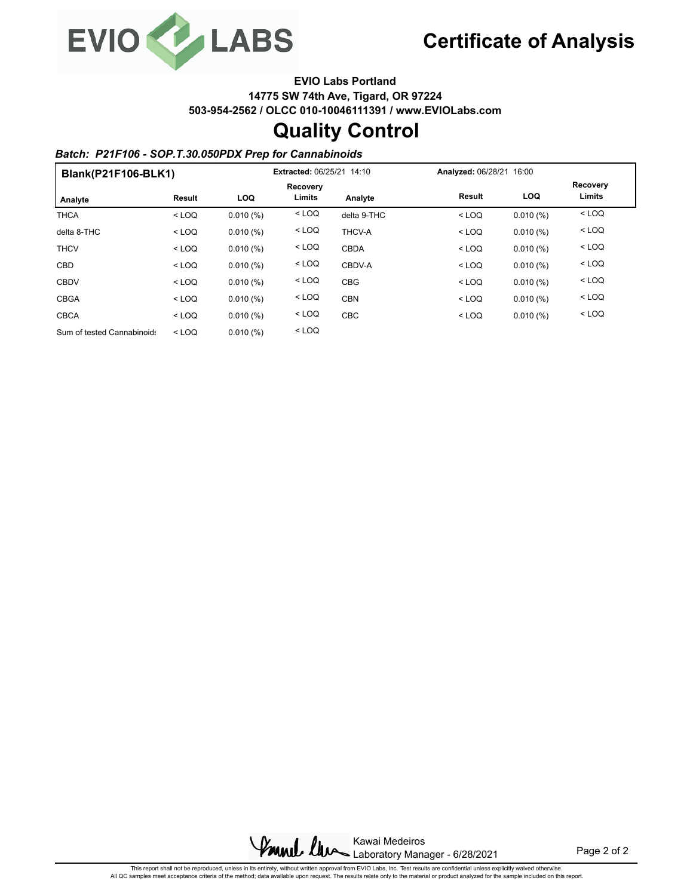# Certificate of Analysis

**EVIO Labs Portland**
**14775 SW 74th Ave, Tigard, OR 97224**
**503-954-2562 / OLCC 010-10046111391 / www.EVIOLabs.com**

# Quality Control

***Batch: P21F106 - SOP.T.30.050PDX Prep for Cannabinoids***

**Blank(P21F106-BLK1)** — **Extracted:** 06/25/21 14:10 — **Analyzed:** 06/28/21 16:00

| Analyte | Result | LOQ | Recovery Limits | Analyte | Result | LOQ | Recovery Limits |
|---|---|---|---|---|---|---|---|
| THCA | < LOQ | 0.010 (%) | < LOQ | delta 9-THC | < LOQ | 0.010 (%) | < LOQ |
| delta 8-THC | < LOQ | 0.010 (%) | < LOQ | THCV-A | < LOQ | 0.010 (%) | < LOQ |
| THCV | < LOQ | 0.010 (%) | < LOQ | CBDA | < LOQ | 0.010 (%) | < LOQ |
| CBD | < LOQ | 0.010 (%) | < LOQ | CBDV-A | < LOQ | 0.010 (%) | < LOQ |
| CBDV | < LOQ | 0.010 (%) | < LOQ | CBG | < LOQ | 0.010 (%) | < LOQ |
| CBGA | < LOQ | 0.010 (%) | < LOQ | CBN | < LOQ | 0.010 (%) | < LOQ |
| CBCA | < LOQ | 0.010 (%) | < LOQ | CBC | < LOQ | 0.010 (%) | < LOQ |
| Sum of tested Cannabinoids | < LOQ | 0.010 (%) | < LOQ | | | | |

Kawai Medeiros
Laboratory Manager - 6/28/2021

This report shall not be reproduced, unless in its entirety, without written approval from EVIO Labs, Inc. Test results are confidential unless explicitly waived otherwise.
All QC samples meet acceptance criteria of the method; data available upon request. The results relate only to the material or product analyzed for the sample included on this report.